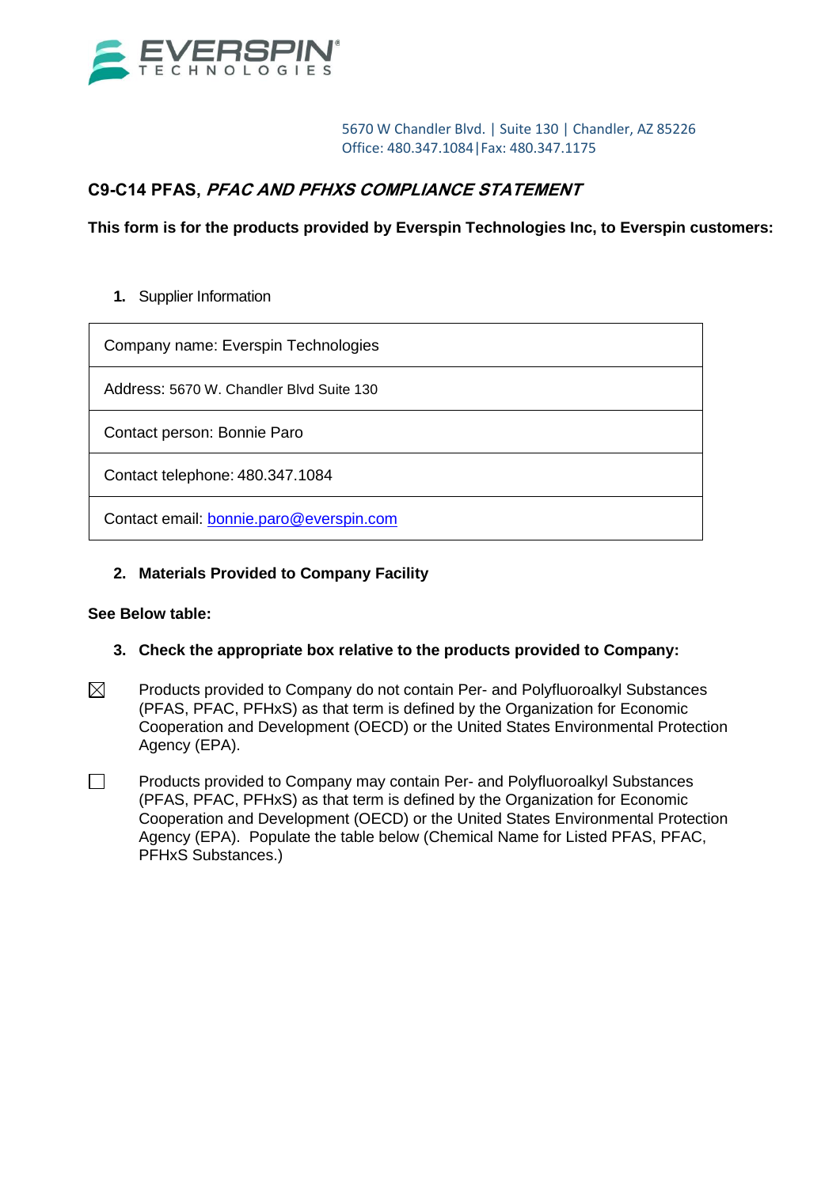EVERSPIN TECHNOLOGIES

5670 W Chandler Blvd. | Suite 130 | Chandler, AZ 85226
Office: 480.347.1084|Fax: 480.347.1175

## C9-C14 PFAS, *PFAC AND PFHXS COMPLIANCE STATEMENT*

**This form is for the products provided by Everspin Technologies Inc, to Everspin customers:**

1. Supplier Information

| Company name: Everspin Technologies |
|---|
| Address: 5670 W. Chandler Blvd Suite 130 |
| Contact person: Bonnie Paro |
| Contact telephone: 480.347.1084 |
| Contact email: bonnie.paro@everspin.com |

2. **Materials Provided to Company Facility**

**See Below table:**

3. **Check the appropriate box relative to the products provided to Company:**

☒ Products provided to Company do not contain Per- and Polyfluoroalkyl Substances (PFAS, PFAC, PFHxS) as that term is defined by the Organization for Economic Cooperation and Development (OECD) or the United States Environmental Protection Agency (EPA).

☐ Products provided to Company may contain Per- and Polyfluoroalkyl Substances (PFAS, PFAC, PFHxS) as that term is defined by the Organization for Economic Cooperation and Development (OECD) or the United States Environmental Protection Agency (EPA). Populate the table below (Chemical Name for Listed PFAS, PFAC, PFHxS Substances.)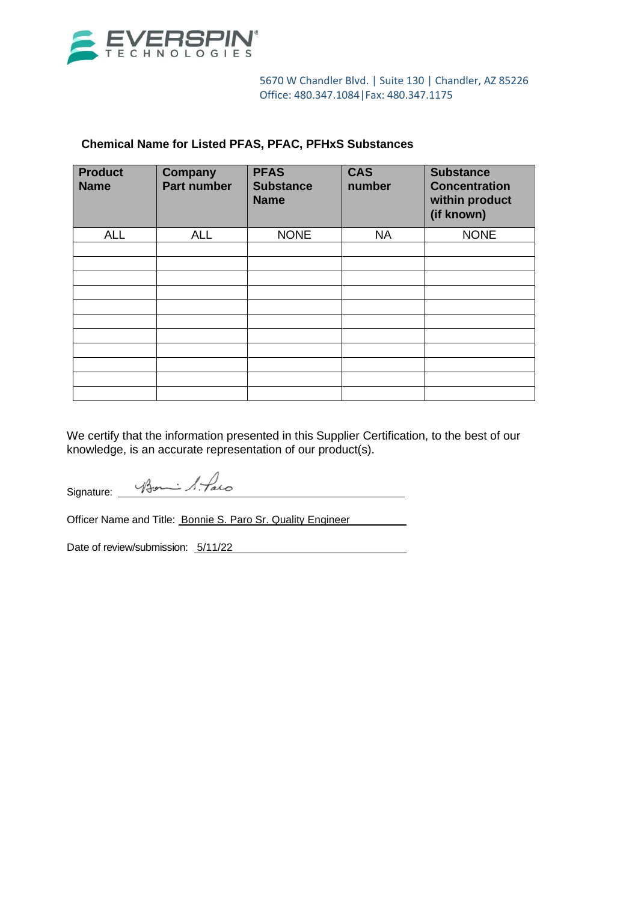EVERSPIN TECHNOLOGIES

5670 W Chandler Blvd. | Suite 130 | Chandler, AZ 85226
Office: 480.347.1084 | Fax: 480.347.1175

### Chemical Name for Listed PFAS, PFAC, PFHxS Substances

| Product Name | Company Part number | PFAS Substance Name | CAS number | Substance Concentration within product (if known) |
|---|---|---|---|---|
| ALL | ALL | NONE | NA | NONE |
| | | | | |
| | | | | |
| | | | | |
| | | | | |
| | | | | |
| | | | | |
| | | | | |
| | | | | |
| | | | | |
| | | | | |
| | | | | |

We certify that the information presented in this Supplier Certification, to the best of our knowledge, is an accurate representation of our product(s).

Signature: Bonnie S. Paro

Officer Name and Title: Bonnie S. Paro Sr. Quality Engineer

Date of review/submission: 5/11/22